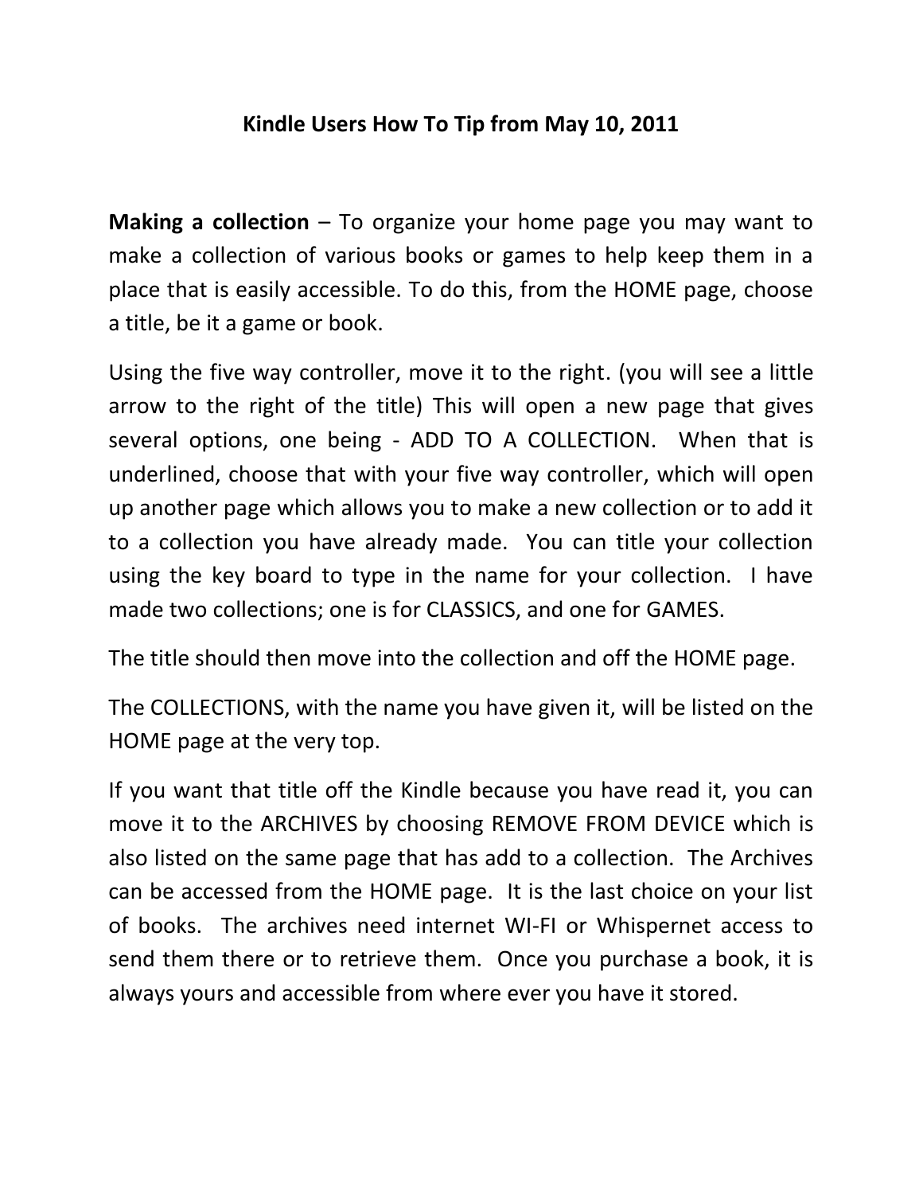# Kindle Users How To Tip from May 10, 2011

**Making a collection** – To organize your home page you may want to make a collection of various books or games to help keep them in a place that is easily accessible. To do this, from the HOME page, choose a title, be it a game or book.

Using the five way controller, move it to the right. (you will see a little arrow to the right of the title) This will open a new page that gives several options, one being - ADD TO A COLLECTION. When that is underlined, choose that with your five way controller, which will open up another page which allows you to make a new collection or to add it to a collection you have already made. You can title your collection using the key board to type in the name for your collection. I have made two collections; one is for CLASSICS, and one for GAMES.

The title should then move into the collection and off the HOME page.

The COLLECTIONS, with the name you have given it, will be listed on the HOME page at the very top.

If you want that title off the Kindle because you have read it, you can move it to the ARCHIVES by choosing REMOVE FROM DEVICE which is also listed on the same page that has add to a collection. The Archives can be accessed from the HOME page. It is the last choice on your list of books. The archives need internet WI-FI or Whispernet access to send them there or to retrieve them. Once you purchase a book, it is always yours and accessible from where ever you have it stored.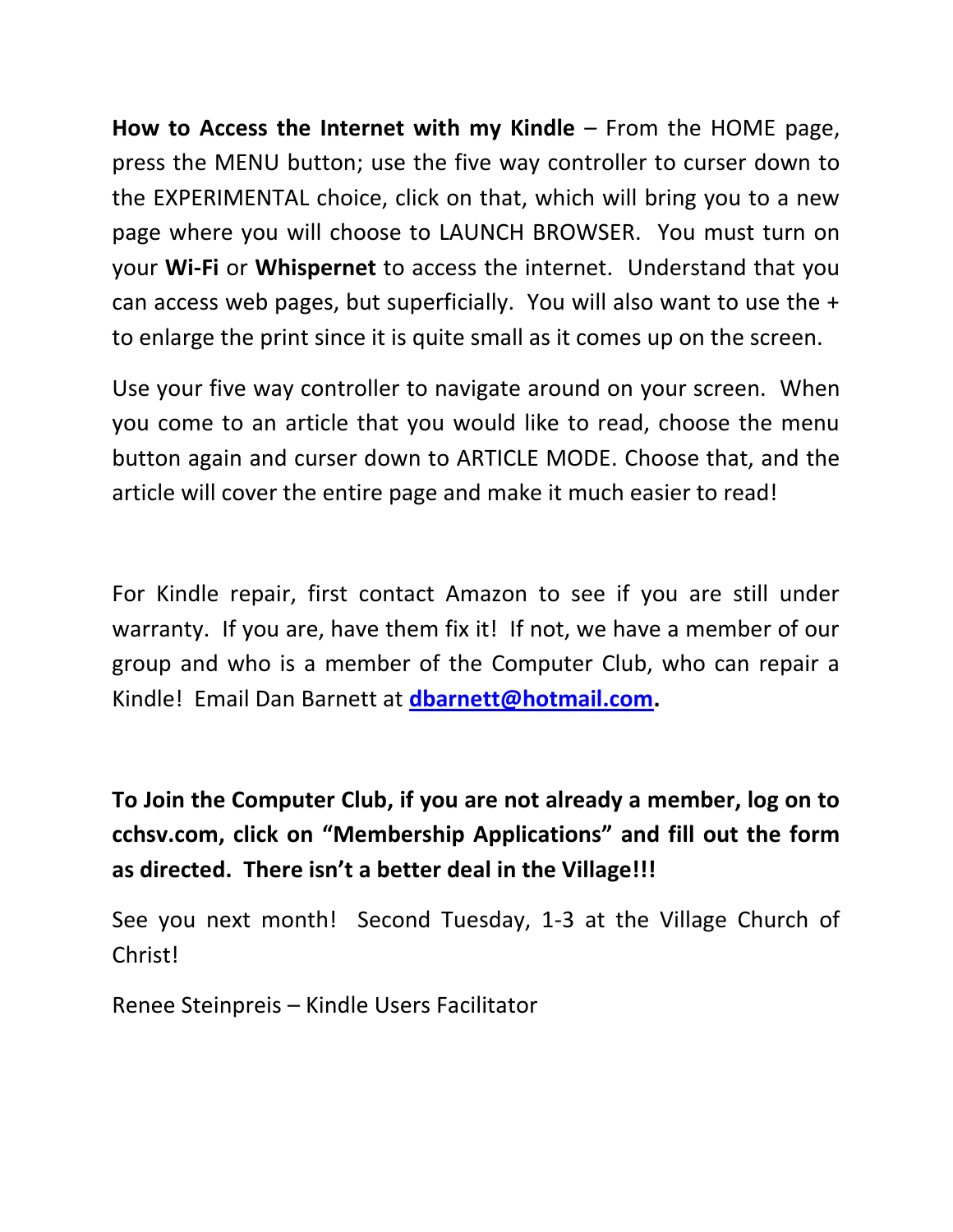**How to Access the Internet with my Kindle** – From the HOME page, press the MENU button; use the five way controller to curser down to the EXPERIMENTAL choice, click on that, which will bring you to a new page where you will choose to LAUNCH BROWSER. You must turn on your **Wi-Fi** or **Whispernet** to access the internet. Understand that you can access web pages, but superficially. You will also want to use the + to enlarge the print since it is quite small as it comes up on the screen.

Use your five way controller to navigate around on your screen. When you come to an article that you would like to read, choose the menu button again and curser down to ARTICLE MODE. Choose that, and the article will cover the entire page and make it much easier to read!

For Kindle repair, first contact Amazon to see if you are still under warranty. If you are, have them fix it! If not, we have a member of our group and who is a member of the Computer Club, who can repair a Kindle! Email Dan Barnett at **dbarnett@hotmail.com.**

**To Join the Computer Club, if you are not already a member, log on to cchsv.com, click on "Membership Applications" and fill out the form as directed. There isn't a better deal in the Village!!!**

See you next month! Second Tuesday, 1-3 at the Village Church of Christ!

Renee Steinpreis – Kindle Users Facilitator